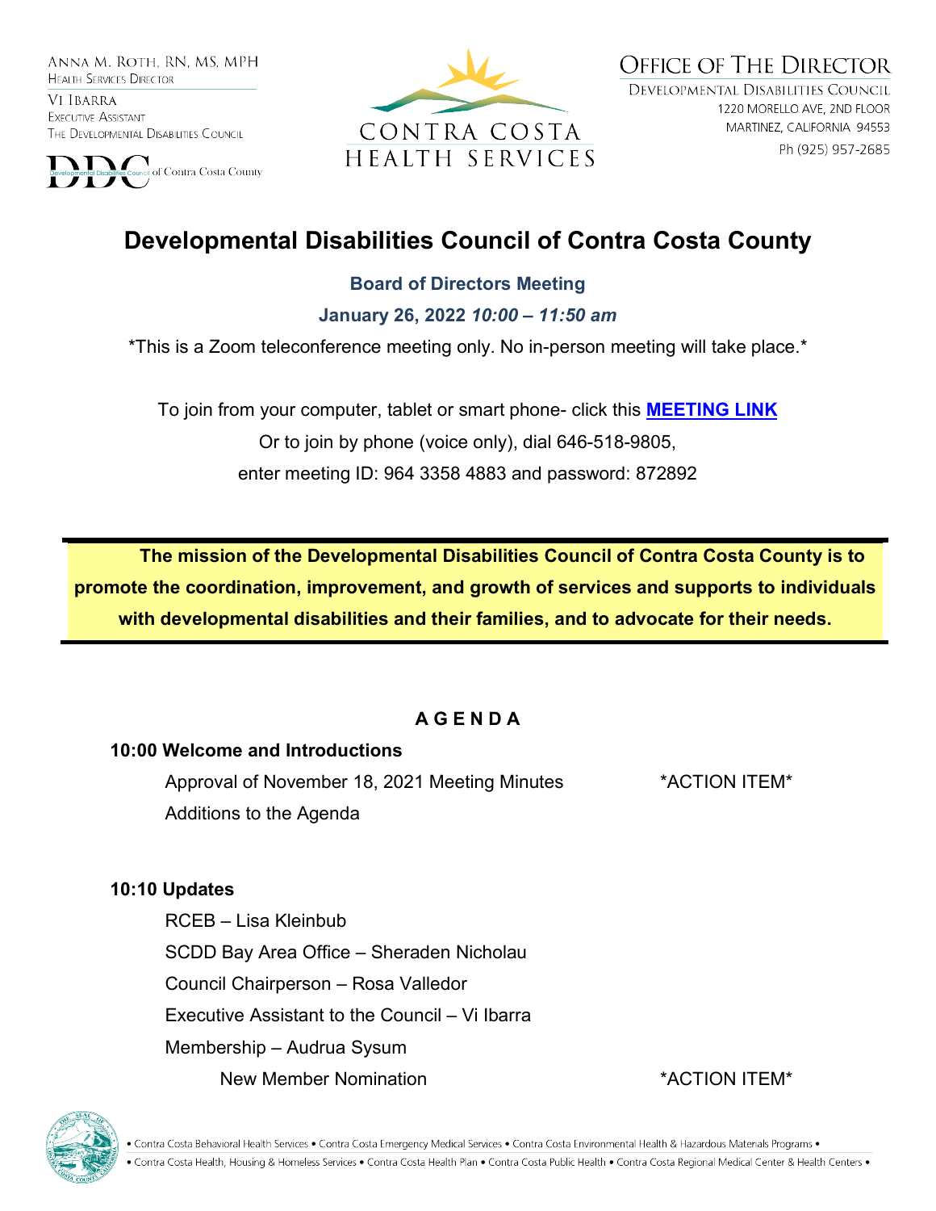Anna M. Roth, RN, MS, MPH
Health Services Director

Vi Ibarra
Executive Assistant
The Developmental Disabilities Council

DDC of Contra Costa County

CONTRA COSTA
HEALTH SERVICES

Office of The Director
Developmental Disabilities Council
1220 Morello Ave, 2nd Floor
Martinez, California 94553
Ph (925) 957-2685

# Developmental Disabilities Council of Contra Costa County

**Board of Directors Meeting**

**January 26, 2022** ***10:00 – 11:50 am***

*This is a Zoom teleconference meeting only. No in-person meeting will take place.*

To join from your computer, tablet or smart phone- click this **MEETING LINK**

Or to join by phone (voice only), dial 646-518-9805,

enter meeting ID: 964 3358 4883 and password: 872892

**The mission of the Developmental Disabilities Council of Contra Costa County is to promote the coordination, improvement, and growth of services and supports to individuals with developmental disabilities and their families, and to advocate for their needs.**

## A G E N D A

**10:00 Welcome and Introductions**

Approval of November 18, 2021 Meeting Minutes *ACTION ITEM*

Additions to the Agenda

**10:10 Updates**

RCEB – Lisa Kleinbub

SCDD Bay Area Office – Sheraden Nicholau

Council Chairperson – Rosa Valledor

Executive Assistant to the Council – Vi Ibarra

Membership – Audrua Sysum

New Member Nomination *ACTION ITEM*

• Contra Costa Behavioral Health Services • Contra Costa Emergency Medical Services • Contra Costa Environmental Health & Hazardous Materials Programs •
• Contra Costa Health, Housing & Homeless Services • Contra Costa Health Plan • Contra Costa Public Health • Contra Costa Regional Medical Center & Health Centers •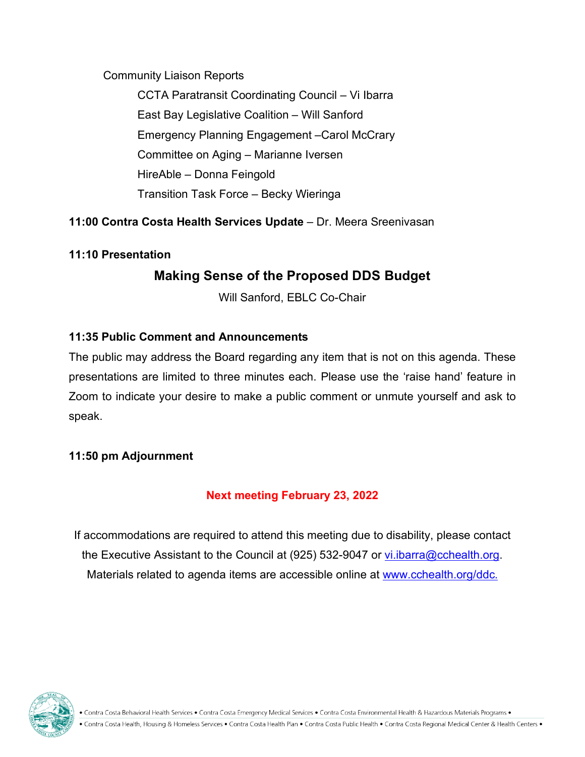Community Liaison Reports

- CCTA Paratransit Coordinating Council – Vi Ibarra
- East Bay Legislative Coalition – Will Sanford
- Emergency Planning Engagement –Carol McCrary
- Committee on Aging – Marianne Iversen
- HireAble – Donna Feingold
- Transition Task Force – Becky Wieringa

**11:00 Contra Costa Health Services Update** – Dr. Meera Sreenivasan

**11:10 Presentation**

## Making Sense of the Proposed DDS Budget

Will Sanford, EBLC Co-Chair

**11:35 Public Comment and Announcements**

The public may address the Board regarding any item that is not on this agenda. These presentations are limited to three minutes each. Please use the 'raise hand' feature in Zoom to indicate your desire to make a public comment or unmute yourself and ask to speak.

**11:50 pm Adjournment**

**Next meeting February 23, 2022**

If accommodations are required to attend this meeting due to disability, please contact the Executive Assistant to the Council at (925) 532-9047 or vi.ibarra@cchealth.org. Materials related to agenda items are accessible online at www.cchealth.org/ddc.